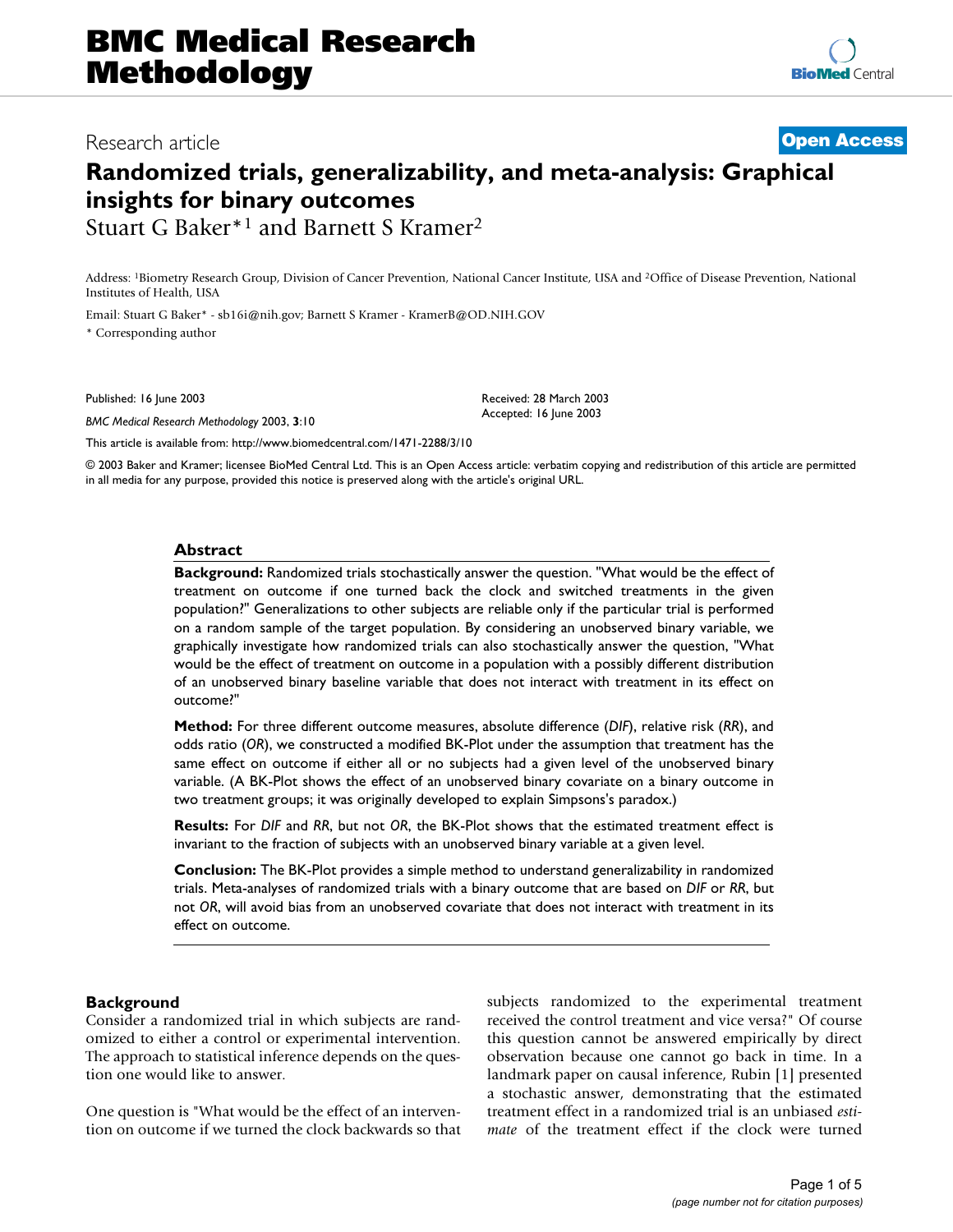# BMC Medical Research Methodology

Research article

**Open Access**

## Randomized trials, generalizability, and meta-analysis: Graphical insights for binary outcomes

Stuart G Baker*[1] and Barnett S Kramer[2]

Address: [1]Biometry Research Group, Division of Cancer Prevention, National Cancer Institute, USA and [2]Office of Disease Prevention, National Institutes of Health, USA

Email: Stuart G Baker* - sb16i@nih.gov; Barnett S Kramer - KramerB@OD.NIH.GOV

\* Corresponding author

Published: 16 June 2003

*BMC Medical Research Methodology* 2003, **3**:10

Received: 28 March 2003
Accepted: 16 June 2003

This article is available from: http://www.biomedcentral.com/1471-2288/3/10

© 2003 Baker and Kramer; licensee BioMed Central Ltd. This is an Open Access article: verbatim copying and redistribution of this article are permitted in all media for any purpose, provided this notice is preserved along with the article's original URL.

### Abstract

**Background:** Randomized trials stochastically answer the question. "What would be the effect of treatment on outcome if one turned back the clock and switched treatments in the given population?" Generalizations to other subjects are reliable only if the particular trial is performed on a random sample of the target population. By considering an unobserved binary variable, we graphically investigate how randomized trials can also stochastically answer the question, "What would be the effect of treatment on outcome in a population with a possibly different distribution of an unobserved binary baseline variable that does not interact with treatment in its effect on outcome?"

**Method:** For three different outcome measures, absolute difference (*DIF*), relative risk (*RR*), and odds ratio (*OR*), we constructed a modified BK-Plot under the assumption that treatment has the same effect on outcome if either all or no subjects had a given level of the unobserved binary variable. (A BK-Plot shows the effect of an unobserved binary covariate on a binary outcome in two treatment groups; it was originally developed to explain Simpsons's paradox.)

**Results:** For *DIF* and *RR*, but not *OR*, the BK-Plot shows that the estimated treatment effect is invariant to the fraction of subjects with an unobserved binary variable at a given level.

**Conclusion:** The BK-Plot provides a simple method to understand generalizability in randomized trials. Meta-analyses of randomized trials with a binary outcome that are based on *DIF* or *RR*, but not *OR*, will avoid bias from an unobserved covariate that does not interact with treatment in its effect on outcome.

### Background

Consider a randomized trial in which subjects are randomized to either a control or experimental intervention. The approach to statistical inference depends on the question one would like to answer.

One question is "What would be the effect of an intervention on outcome if we turned the clock backwards so that subjects randomized to the experimental treatment received the control treatment and vice versa?" Of course this question cannot be answered empirically by direct observation because one cannot go back in time. In a landmark paper on causal inference, Rubin [1] presented a stochastic answer, demonstrating that the estimated treatment effect in a randomized trial is an unbiased *estimate* of the treatment effect if the clock were turned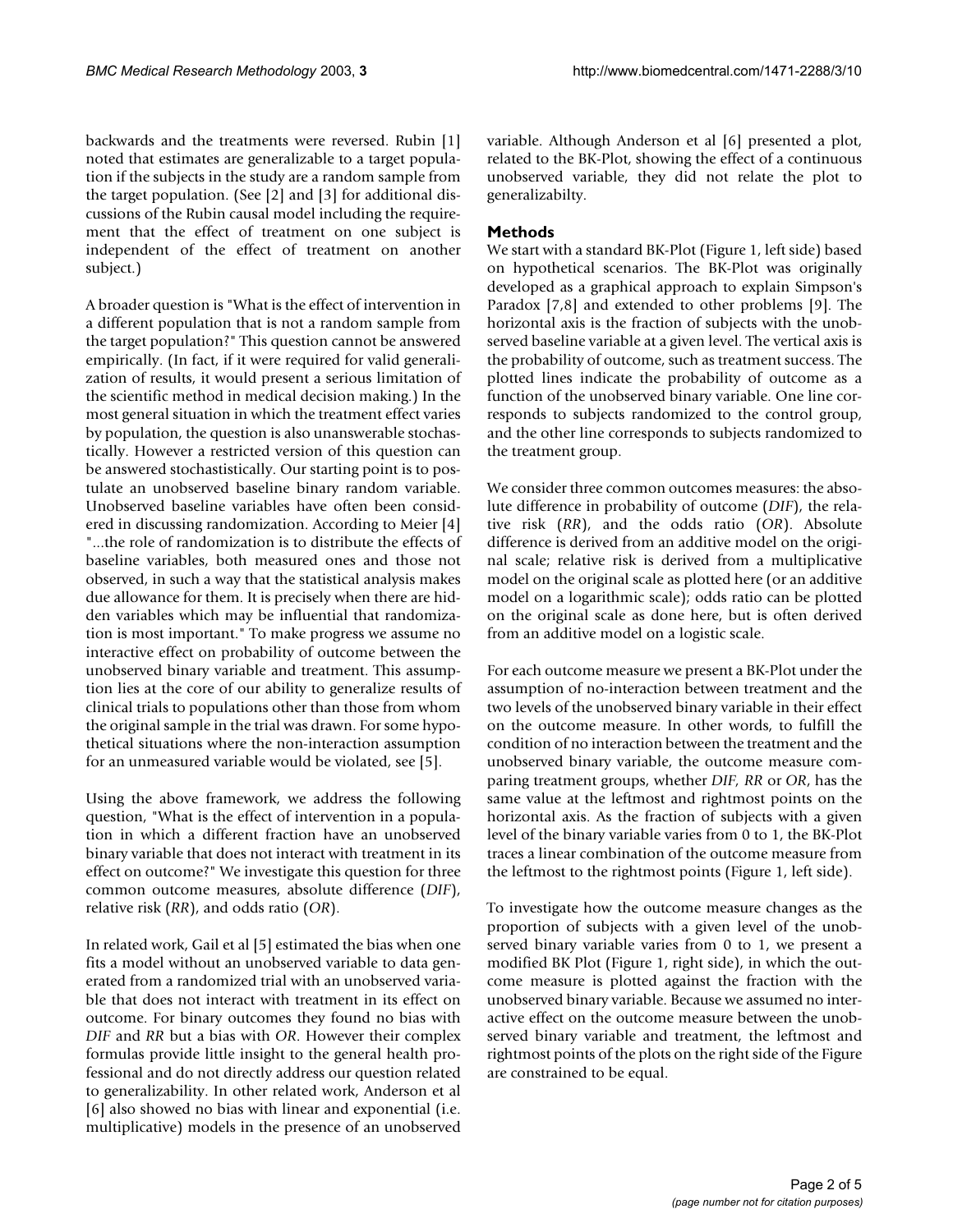backwards and the treatments were reversed. Rubin [1] noted that estimates are generalizable to a target population if the subjects in the study are a random sample from the target population. (See [2] and [3] for additional discussions of the Rubin causal model including the requirement that the effect of treatment on one subject is independent of the effect of treatment on another subject.)

A broader question is "What is the effect of intervention in a different population that is not a random sample from the target population?" This question cannot be answered empirically. (In fact, if it were required for valid generalization of results, it would present a serious limitation of the scientific method in medical decision making.) In the most general situation in which the treatment effect varies by population, the question is also unanswerable stochastically. However a restricted version of this question can be answered stochastistically. Our starting point is to postulate an unobserved baseline binary random variable. Unobserved baseline variables have often been considered in discussing randomization. According to Meier [4] "...the role of randomization is to distribute the effects of baseline variables, both measured ones and those not observed, in such a way that the statistical analysis makes due allowance for them. It is precisely when there are hidden variables which may be influential that randomization is most important." To make progress we assume no interactive effect on probability of outcome between the unobserved binary variable and treatment. This assumption lies at the core of our ability to generalize results of clinical trials to populations other than those from whom the original sample in the trial was drawn. For some hypothetical situations where the non-interaction assumption for an unmeasured variable would be violated, see [5].

Using the above framework, we address the following question, "What is the effect of intervention in a population in which a different fraction have an unobserved binary variable that does not interact with treatment in its effect on outcome?" We investigate this question for three common outcome measures, absolute difference (*DIF*), relative risk (*RR*), and odds ratio (*OR*).

In related work, Gail et al [5] estimated the bias when one fits a model without an unobserved variable to data generated from a randomized trial with an unobserved variable that does not interact with treatment in its effect on outcome. For binary outcomes they found no bias with *DIF* and *RR* but a bias with *OR*. However their complex formulas provide little insight to the general health professional and do not directly address our question related to generalizability. In other related work, Anderson et al [6] also showed no bias with linear and exponential (i.e. multiplicative) models in the presence of an unobserved variable. Although Anderson et al [6] presented a plot, related to the BK-Plot, showing the effect of a continuous unobserved variable, they did not relate the plot to generalizabilty.

## Methods

We start with a standard BK-Plot (Figure 1, left side) based on hypothetical scenarios. The BK-Plot was originally developed as a graphical approach to explain Simpson's Paradox [7,8] and extended to other problems [9]. The horizontal axis is the fraction of subjects with the unobserved baseline variable at a given level. The vertical axis is the probability of outcome, such as treatment success. The plotted lines indicate the probability of outcome as a function of the unobserved binary variable. One line corresponds to subjects randomized to the control group, and the other line corresponds to subjects randomized to the treatment group.

We consider three common outcomes measures: the absolute difference in probability of outcome (*DIF*), the relative risk (*RR*), and the odds ratio (*OR*). Absolute difference is derived from an additive model on the original scale; relative risk is derived from a multiplicative model on the original scale as plotted here (or an additive model on a logarithmic scale); odds ratio can be plotted on the original scale as done here, but is often derived from an additive model on a logistic scale.

For each outcome measure we present a BK-Plot under the assumption of no-interaction between treatment and the two levels of the unobserved binary variable in their effect on the outcome measure. In other words, to fulfill the condition of no interaction between the treatment and the unobserved binary variable, the outcome measure comparing treatment groups, whether *DIF, RR* or *OR*, has the same value at the leftmost and rightmost points on the horizontal axis. As the fraction of subjects with a given level of the binary variable varies from 0 to 1, the BK-Plot traces a linear combination of the outcome measure from the leftmost to the rightmost points (Figure 1, left side).

To investigate how the outcome measure changes as the proportion of subjects with a given level of the unobserved binary variable varies from 0 to 1, we present a modified BK Plot (Figure 1, right side), in which the outcome measure is plotted against the fraction with the unobserved binary variable. Because we assumed no interactive effect on the outcome measure between the unobserved binary variable and treatment, the leftmost and rightmost points of the plots on the right side of the Figure are constrained to be equal.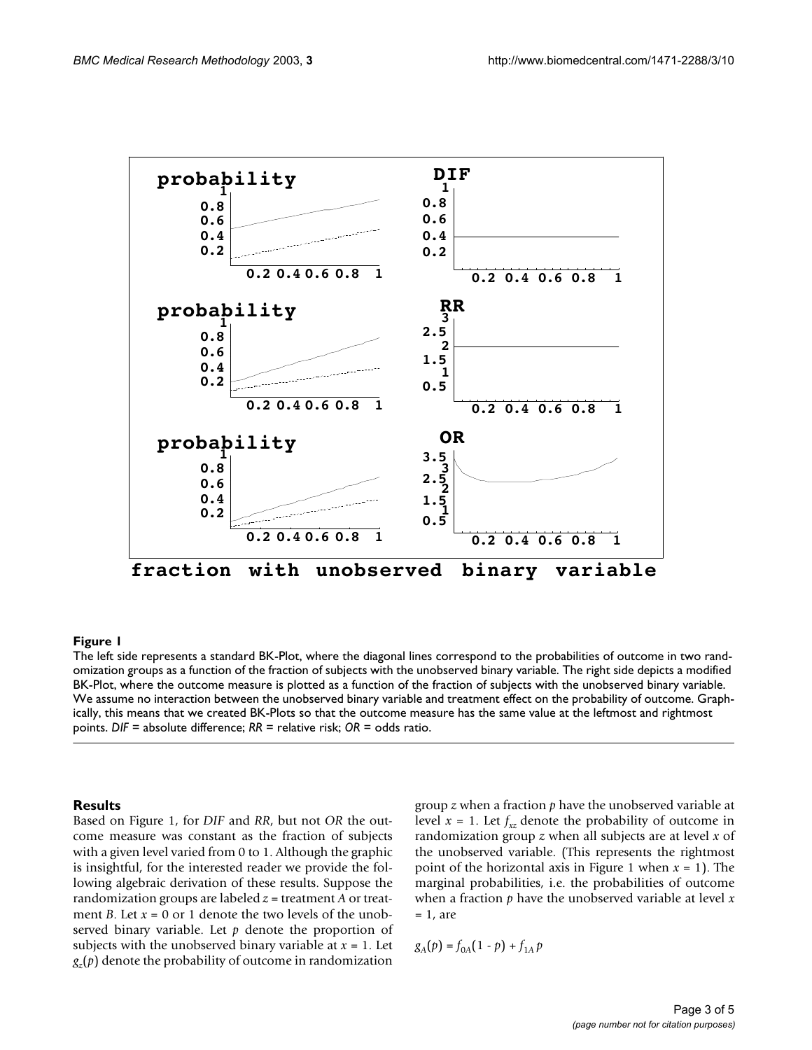**Figure 1**

The left side represents a standard BK-Plot, where the diagonal lines correspond to the probabilities of outcome in two randomization groups as a function of the fraction of subjects with the unobserved binary variable. The right side depicts a modified BK-Plot, where the outcome measure is plotted as a function of the fraction of subjects with the unobserved binary variable. We assume no interaction between the unobserved binary variable and treatment effect on the probability of outcome. Graphically, this means that we created BK-Plots so that the outcome measure has the same value at the leftmost and rightmost points. *DIF* = absolute difference; *RR* = relative risk; *OR* = odds ratio.

## Results

Based on Figure 1, for *DIF* and *RR*, but not *OR* the outcome measure was constant as the fraction of subjects with a given level varied from 0 to 1. Although the graphic is insightful, for the interested reader we provide the following algebraic derivation of these results. Suppose the randomization groups are labeled $z$ = treatment *A* or treatment *B*. Let $x = 0$ or 1 denote the two levels of the unobserved binary variable. Let $p$ denote the proportion of subjects with the unobserved binary variable at $x = 1$. Let $g_z(p)$ denote the probability of outcome in randomization group $z$ when a fraction $p$ have the unobserved variable at level $x = 1$. Let $f_{xz}$ denote the probability of outcome in randomization group $z$ when all subjects are at level $x$ of the unobserved variable. (This represents the rightmost point of the horizontal axis in Figure 1 when $x = 1$). The marginal probabilities, i.e. the probabilities of outcome when a fraction $p$ have the unobserved variable at level $x = 1$, are

$$g_A(p) = f_{0A}(1 - p) + f_{1A}\,p$$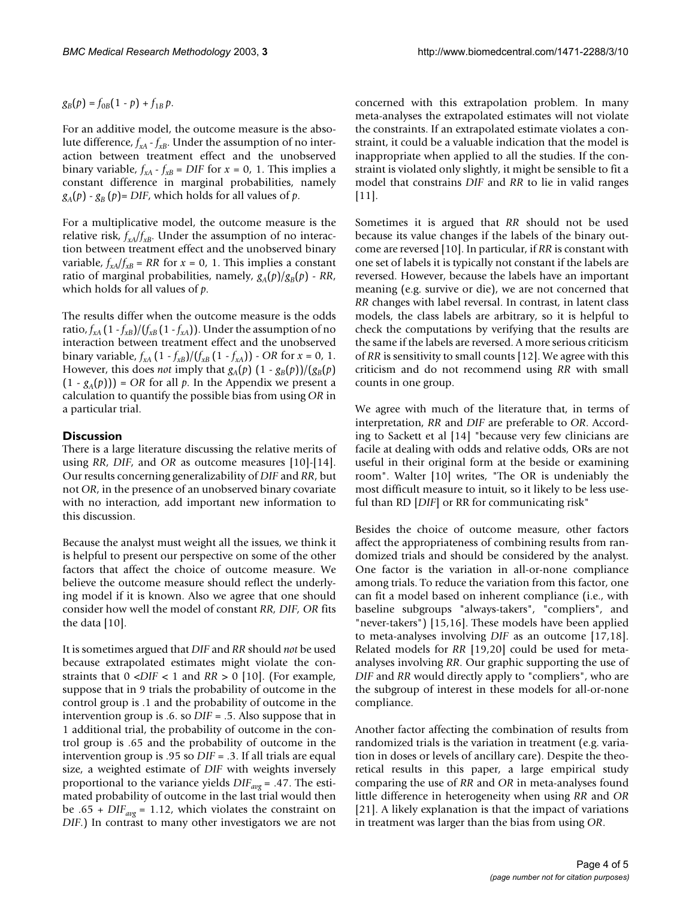$g_B(p) = f_{0B}(1 - p) + f_{1B}\, p.$

For an additive model, the outcome measure is the absolute difference, $f_{xA} - f_{xB}$. Under the assumption of no interaction between treatment effect and the unobserved binary variable, $f_{xA} - f_{xB} = DIF$ for $x = 0, 1$. This implies a constant difference in marginal probabilities, namely $g_A(p) - g_B(p) = DIF$, which holds for all values of $p$.

For a multiplicative model, the outcome measure is the relative risk, $f_{xA}/f_{xB}$. Under the assumption of no interaction between treatment effect and the unobserved binary variable, $f_{xA}/f_{xB} = RR$ for $x = 0, 1$. This implies a constant ratio of marginal probabilities, namely, $g_A(p)/g_B(p) - RR$, which holds for all values of $p$.

The results differ when the outcome measure is the odds ratio, $f_{xA}(1 - f_{xB})/(f_{xB}(1 - f_{xA}))$. Under the assumption of no interaction between treatment effect and the unobserved binary variable, $f_{xA}(1 - f_{xB})/(f_{xB}(1 - f_{xA})) - OR$ for $x = 0, 1$. However, this does *not* imply that $g_A(p)(1 - g_B(p))/(g_B(p)(1 - g_A(p))) = OR$ for all $p$. In the Appendix we present a calculation to quantify the possible bias from using $OR$ in a particular trial.

## Discussion

There is a large literature discussing the relative merits of using *RR*, *DIF*, and *OR* as outcome measures [10]-[14]. Our results concerning generalizability of *DIF* and *RR*, but not *OR*, in the presence of an unobserved binary covariate with no interaction, add important new information to this discussion.

Because the analyst must weight all the issues, we think it is helpful to present our perspective on some of the other factors that affect the choice of outcome measure. We believe the outcome measure should reflect the underlying model if it is known. Also we agree that one should consider how well the model of constant *RR*, *DIF*, *OR* fits the data [10].

It is sometimes argued that *DIF* and *RR* should *not* be used because extrapolated estimates might violate the constraints that $0 < DIF < 1$ and $RR > 0$ [10]. (For example, suppose that in 9 trials the probability of outcome in the control group is .1 and the probability of outcome in the intervention group is .6. so $DIF = .5$. Also suppose that in 1 additional trial, the probability of outcome in the control group is .65 and the probability of outcome in the intervention group is .95 so $DIF = .3$. If all trials are equal size, a weighted estimate of *DIF* with weights inversely proportional to the variance yields $DIF_{avg} = .47$. The estimated probability of outcome in the last trial would then be $.65 + DIF_{avg} = 1.12$, which violates the constraint on *DIF*.) In contrast to many other investigators we are not concerned with this extrapolation problem. In many meta-analyses the extrapolated estimates will not violate the constraints. If an extrapolated estimate violates a constraint, it could be a valuable indication that the model is inappropriate when applied to all the studies. If the constraint is violated only slightly, it might be sensible to fit a model that constrains *DIF* and *RR* to lie in valid ranges [11].

Sometimes it is argued that *RR* should not be used because its value changes if the labels of the binary outcome are reversed [10]. In particular, if *RR* is constant with one set of labels it is typically not constant if the labels are reversed. However, because the labels have an important meaning (e.g. survive or die), we are not concerned that *RR* changes with label reversal. In contrast, in latent class models, the class labels are arbitrary, so it is helpful to check the computations by verifying that the results are the same if the labels are reversed. A more serious criticism of *RR* is sensitivity to small counts [12]. We agree with this criticism and do not recommend using *RR* with small counts in one group.

We agree with much of the literature that, in terms of interpretation, *RR* and *DIF* are preferable to *OR*. According to Sackett et al [14] "because very few clinicians are facile at dealing with odds and relative odds, ORs are not useful in their original form at the beside or examining room". Walter [10] writes, "The OR is undeniably the most difficult measure to intuit, so it likely to be less useful than RD [*DIF*] or RR for communicating risk"

Besides the choice of outcome measure, other factors affect the appropriateness of combining results from randomized trials and should be considered by the analyst. One factor is the variation in all-or-none compliance among trials. To reduce the variation from this factor, one can fit a model based on inherent compliance (i.e., with baseline subgroups "always-takers", "compliers", and "never-takers") [15,16]. These models have been applied to meta-analyses involving *DIF* as an outcome [17,18]. Related models for *RR* [19,20] could be used for meta-analyses involving *RR*. Our graphic supporting the use of *DIF* and *RR* would directly apply to "compliers", who are the subgroup of interest in these models for all-or-none compliance.

Another factor affecting the combination of results from randomized trials is the variation in treatment (e.g. variation in doses or levels of ancillary care). Despite the theoretical results in this paper, a large empirical study comparing the use of *RR* and *OR* in meta-analyses found little difference in heterogeneity when using *RR* and *OR* [21]. A likely explanation is that the impact of variations in treatment was larger than the bias from using *OR*.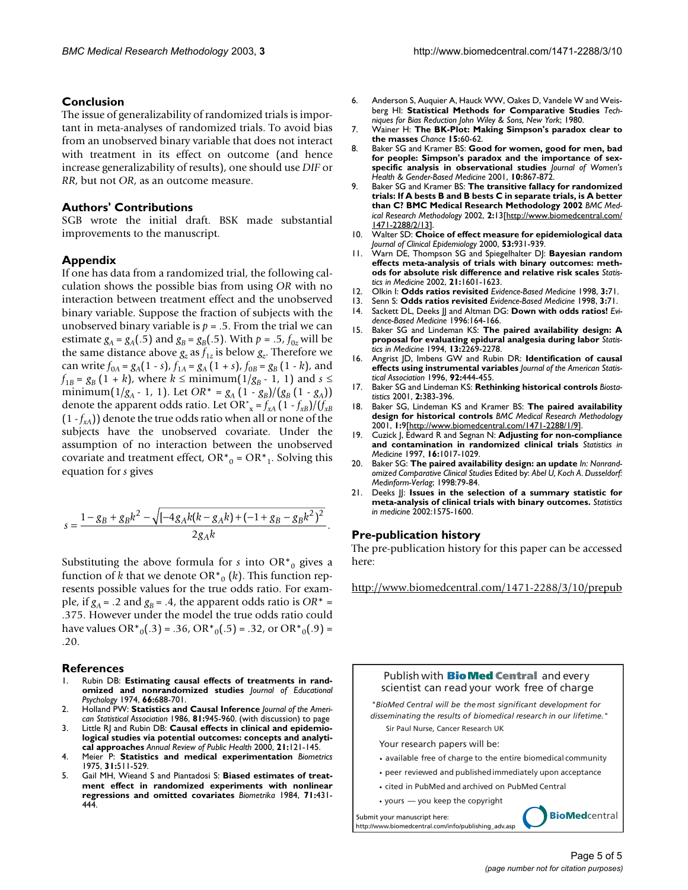## Conclusion

The issue of generalizability of randomized trials is important in meta-analyses of randomized trials. To avoid bias from an unobserved binary variable that does not interact with treatment in its effect on outcome (and hence increase generalizability of results), one should use *DIF* or *RR*, but not *OR*, as an outcome measure.

## Authors' Contributions

SGB wrote the initial draft. BSK made substantial improvements to the manuscript.

## Appendix

If one has data from a randomized trial, the following calculation shows the possible bias from using *OR* with no interaction between treatment effect and the unobserved binary variable. Suppose the fraction of subjects with the unobserved binary variable is $p = .5$. From the trial we can estimate $g_A = g_A(.5)$ and $g_B = g_B(.5)$. With $p = .5$, $f_{0z}$ will be the same distance above $g_z$ as $f_{1z}$ is below $g_z$. Therefore we can write $f_{0A} = g_A(1 - s)$, $f_{1A} = g_A(1 + s)$, $f_{0B} = g_B(1 - k)$, and $f_{1B} = g_B(1 + k)$, where $k \leq \text{minimum}(1/g_B - 1, 1)$ and $s \leq \text{minimum}(1/g_A - 1, 1)$. Let $OR^* = g_A(1 - g_B)/(g_B(1 - g_A))$ denote the apparent odds ratio. Let $OR^*_x = f_{xA}(1 - f_{xB})/(f_{xB}(1 - f_{xA}))$ denote the true odds ratio when all or none of the subjects have the unobserved covariate. Under the assumption of no interaction between the unobserved covariate and treatment effect, $OR^*_0 = OR^*_1$. Solving this equation for *s* gives

$$s = \frac{1 - g_B + g_B k^2 - \sqrt{[-4g_A k(k - g_A k) + (-1 + g_B - g_B k^2)^2}}{2g_A k}.$$

Substituting the above formula for *s* into $OR^*_0$ gives a function of *k* that we denote $OR^*_0(k)$. This function represents possible values for the true odds ratio. For example, if $g_A = .2$ and $g_B = .4$, the apparent odds ratio is $OR^* = .375$. However under the model the true odds ratio could have values $OR^*_0(.3) = .36$, $OR^*_0(.5) = .32$, or $OR^*_0(.9) = .20$.

## References

1. Rubin DB: **Estimating causal effects of treatments in randomized and nonrandomized studies** *Journal of Educational Psychology* 1974, **66:**688-701.
2. Holland PW: **Statistics and Causal Inference** *Journal of the American Statistical Association* 1986, **81:**945-960. (with discussion) to page
3. Little RJ and Rubin DB: **Causal effects in clinical and epidemiological studies via potential outcomes: concepts and analytical approaches** *Annual Review of Public Health* 2000, **21:**121-145.
4. Meier P: **Statistics and medical experimentation** *Biometrics* 1975, **31:**511-529.
5. Gail MH, Wieand S and Piantadosi S: **Biased estimates of treatment effect in randomized experiments with nonlinear regressions and omitted covariates** *Biometrika* 1984, **71:**431-444.
6. Anderson S, Auquier A, Hauck WW, Oakes D, Vandele W and Weisberg HI: **Statistical Methods for Comparative Studies** *Techniques for Bias Reduction John Wiley & Sons, New York*; 1980.
7. Wainer H: **The BK-Plot: Making Simpson's paradox clear to the masses** *Chance* **15:**60-62.
8. Baker SG and Kramer BS: **Good for women, good for men, bad for people: Simpson's paradox and the importance of sex-specific analysis in observational studies** *Journal of Women's Health & Gender-Based Medicine* 2001, **10:**867-872.
9. Baker SG and Kramer BS: **The transitive fallacy for randomized trials: If A bests B and B bests C in separate trials, is A better than C? BMC Medical Research Methodology 2002** *BMC Medical Research Methodology* 2002, **2:**13[http://www.biomedcentral.com/1471-2288/2/13].
10. Walter SD: **Choice of effect measure for epidemiological data** *Journal of Clinical Epidemiology* 2000, **53:**931-939.
11. Warn DE, Thompson SG and Spiegelhalter DJ: **Bayesian random effects meta-analysis of trials with binary outcomes: methods for absolute risk difference and relative risk scales** *Statistics in Medicine* 2002, **21:**1601-1623.
12. Olkin I: **Odds ratios revisited** *Evidence-Based Medicine* 1998, **3:**71.
13. Senn S: **Odds ratios revisited** *Evidence-Based Medicine* 1998, **3:**71.
14. Sackett DL, Deeks JJ and Altman DG: **Down with odds ratios!** *Evidence-Based Medicine* 1996:164-166.
15. Baker SG and Lindeman KS: **The paired availability design: A proposal for evaluating epidural analgesia during labor** *Statistics in Medicine* 1994, **13:**2269-2278.
16. Angrist JD, Imbens GW and Rubin DR: **Identification of causal effects using instrumental variables** *Journal of the American Statistical Association* 1996, **92:**444-455.
17. Baker SG and Lindeman KS: **Rethinking historical controls** *Biostatistics* 2001, **2:**383-396.
18. Baker SG, Lindeman KS and Kramer BS: **The paired availability design for historical controls** *BMC Medical Research Methodology* 2001, **1:**9[http://www.biomedcentral.com/1471-2288/1/9].
19. Cuzick J, Edward R and Segnan N: **Adjusting for non-compliance and contamination in randomized clinical trials** *Statistics in Medicine* 1997, **16:**1017-1029.
20. Baker SG: **The paired availability design: an update** *In: Nonrandomized Comparative Clinical Studies* Edited by: *Abel U, Koch A. Dusseldorf: Medinform-Verlag*; 1998:79-84.
21. Deeks JJ: **Issues in the selection of a summary statistic for meta-analysis of clinical trials with binary outcomes.** *Statistics in medicine* 2002:1575-1600.

## Pre-publication history

The pre-publication history for this paper can be accessed here:

http://www.biomedcentral.com/1471-2288/3/10/prepub

Publish with **BioMed Central** and every scientist can read your work free of charge

*"BioMed Central will be the most significant development for disseminating the results of biomedical research in our lifetime."*

Sir Paul Nurse, Cancer Research UK

Your research papers will be:

- available free of charge to the entire biomedical community
- peer reviewed and published immediately upon acceptance
- cited in PubMed and archived on PubMed Central
- yours — you keep the copyright

Submit your manuscript here:
http://www.biomedcentral.com/info/publishing_adv.asp

**BioMed**central